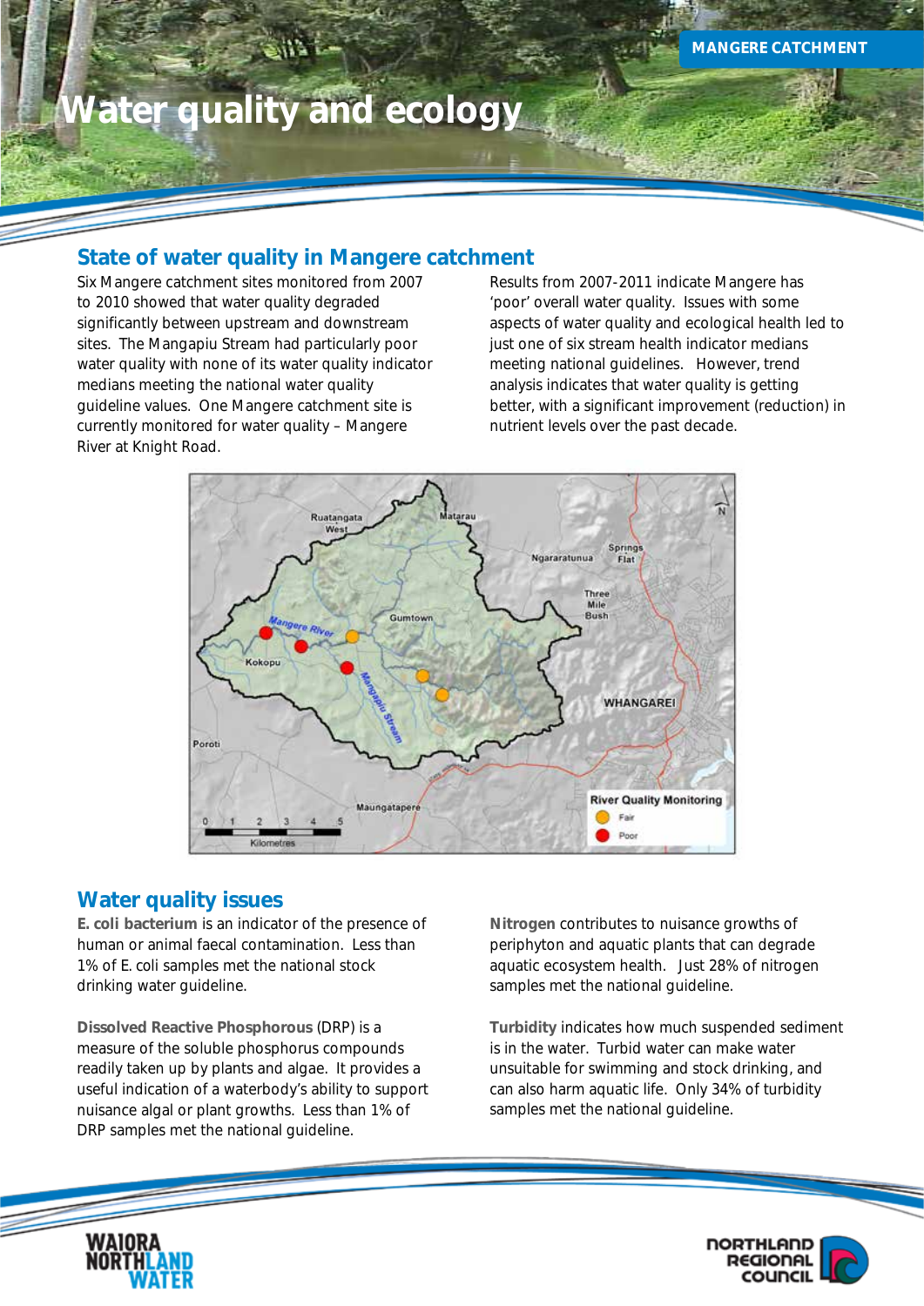MANGERE CATCHMENT

# Water quality and ecology

## State of water quality in Mangere catchment

Six Mangere catchment sites monitored from 2007 to 2010 showed that water quality degraded significantly between upstream and downstream sites. The Mangapiu Stream had particularly poor water quality with none of its water quality indicator medians meeting the national water quality guideline values. One Mangere catchment site is currently monitored for water quality – Mangere River at Knight Road.

Results from 2007-2011 indicate Mangere has 'poor' overall water quality. Issues with some aspects of water quality and ecological health led to just one of six stream health indicator medians meeting national guidelines. However, trend analysis indicates that water quality is getting better, with a significant improvement (reduction) in nutrient levels over the past decade.

## Water quality issues

**E. coli bacterium** is an indicator of the presence of human or animal faecal contamination. Less than 1% of E. coli samples met the national stock drinking water guideline.

**Dissolved Reactive Phosphorous** (DRP) is a measure of the soluble phosphorus compounds readily taken up by plants and algae. It provides a useful indication of a waterbody's ability to support nuisance algal or plant growths. Less than 1% of DRP samples met the national guideline.

**Nitrogen** contributes to nuisance growths of periphyton and aquatic plants that can degrade aquatic ecosystem health. Just 28% of nitrogen samples met the national guideline.

**Turbidity** indicates how much suspended sediment is in the water. Turbid water can make water unsuitable for swimming and stock drinking, and can also harm aquatic life. Only 34% of turbidity samples met the national guideline.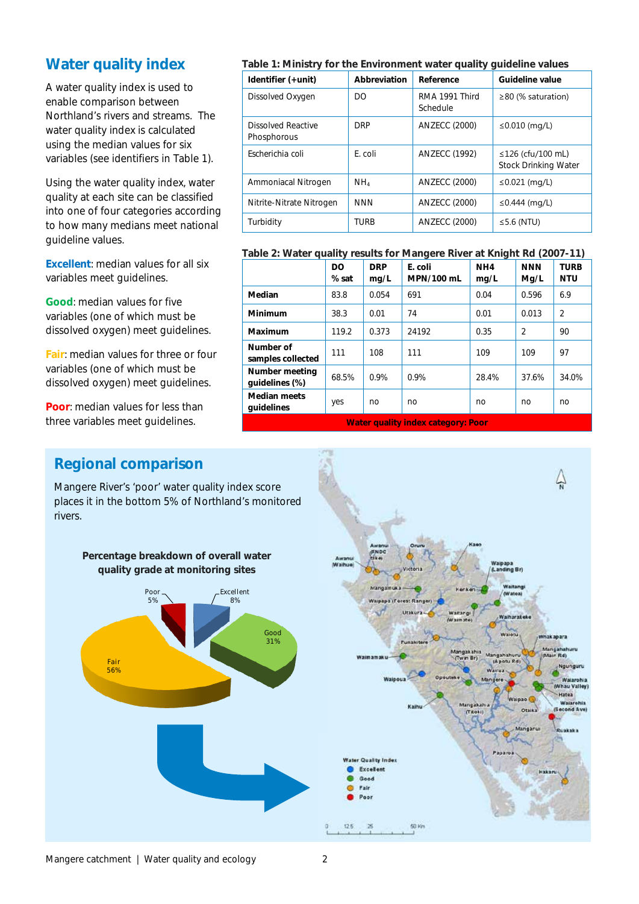## Water quality index

A water quality index is used to enable comparison between Northland's rivers and streams. The water quality index is calculated using the median values for six variables (see identifiers in Table 1).

Using the water quality index, water quality at each site can be classified into one of four categories according to how many medians meet national guideline values.

**Excellent**: median values for all six variables meet guidelines.

**Good**: median values for five variables (one of which must be dissolved oxygen) meet guidelines.

**Fair**: median values for three or four variables (one of which must be dissolved oxygen) meet guidelines.

**Poor**: median values for less than three variables meet guidelines.

**Table 1: Ministry for the Environment water quality guideline values**

| Identifier (+unit) | Abbreviation | Reference | Guideline value |
|---|---|---|---|
| Dissolved Oxygen | DO | RMA 1991 Third Schedule | ≥80 (% saturation) |
| Dissolved Reactive Phosphorous | DRP | ANZECC (2000) | ≤0.010 (mg/L) |
| Escherichia coli | E. coli | ANZECC (1992) | ≤126 (cfu/100 mL) Stock Drinking Water |
| Ammoniacal Nitrogen | $NH_4$ | ANZECC (2000) | ≤0.021 (mg/L) |
| Nitrite-Nitrate Nitrogen | NNN | ANZECC (2000) | ≤0.444 (mg/L) |
| Turbidity | TURB | ANZECC (2000) | ≤5.6 (NTU) |

**Table 2: Water quality results for Mangere River at Knight Rd (2007-11)**

| | DO % sat | DRP mg/L | E. coli MPN/100 mL | NH4 mg/L | NNN Mg/L | TURB NTU |
|---|---|---|---|---|---|---|
| **Median** | 83.8 | 0.054 | 691 | 0.04 | 0.596 | 6.9 |
| **Minimum** | 38.3 | 0.01 | 74 | 0.01 | 0.013 | 2 |
| **Maximum** | 119.2 | 0.373 | 24192 | 0.35 | 2 | 90 |
| **Number of samples collected** | 111 | 108 | 111 | 109 | 109 | 97 |
| **Number meeting guidelines (%)** | 68.5% | 0.9% | 0.9% | 28.4% | 37.6% | 34.0% |
| **Median meets guidelines** | yes | no | no | no | no | no |
| **Water quality index category: Poor** | | | | | | |

## Regional comparison

Mangere River's 'poor' water quality index score places it in the bottom 5% of Northland's monitored rivers.

**Percentage breakdown of overall water quality grade at monitoring sites**

Poor 5%, Excellent 8%, Good 31%, Fair 56%

Water Quality Index: Excellent, Good, Fair, Poor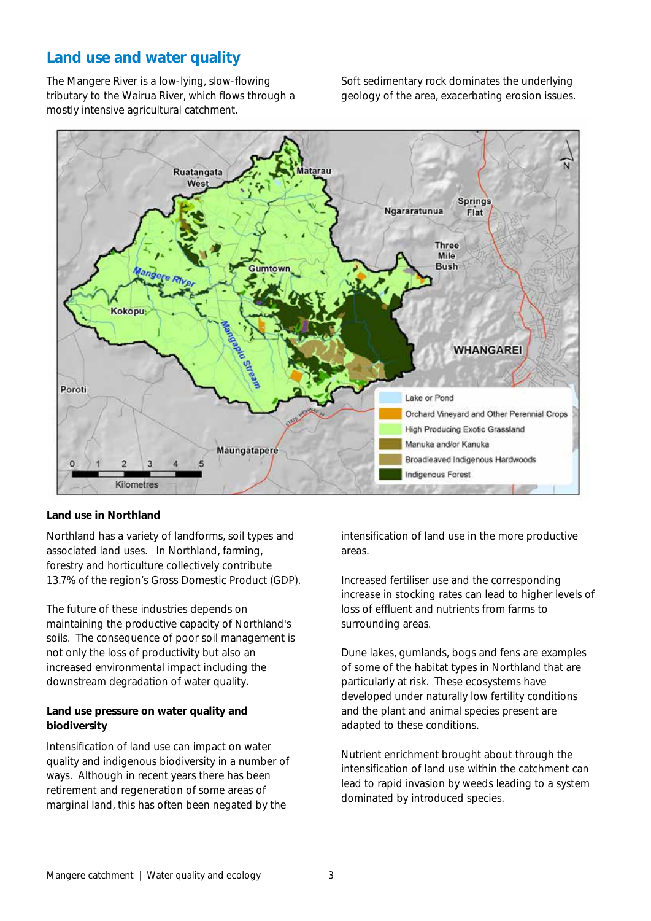## Land use and water quality

The Mangere River is a low-lying, slow-flowing tributary to the Wairua River, which flows through a mostly intensive agricultural catchment.

Soft sedimentary rock dominates the underlying geology of the area, exacerbating erosion issues.

**Land use in Northland**

Northland has a variety of landforms, soil types and associated land uses. In Northland, farming, forestry and horticulture collectively contribute 13.7% of the region's Gross Domestic Product (GDP).

The future of these industries depends on maintaining the productive capacity of Northland's soils. The consequence of poor soil management is not only the loss of productivity but also an increased environmental impact including the downstream degradation of water quality.

**Land use pressure on water quality and biodiversity**

Intensification of land use can impact on water quality and indigenous biodiversity in a number of ways. Although in recent years there has been retirement and regeneration of some areas of marginal land, this has often been negated by the intensification of land use in the more productive areas.

Increased fertiliser use and the corresponding increase in stocking rates can lead to higher levels of loss of effluent and nutrients from farms to surrounding areas.

Dune lakes, gumlands, bogs and fens are examples of some of the habitat types in Northland that are particularly at risk. These ecosystems have developed under naturally low fertility conditions and the plant and animal species present are adapted to these conditions.

Nutrient enrichment brought about through the intensification of land use within the catchment can lead to rapid invasion by weeds leading to a system dominated by introduced species.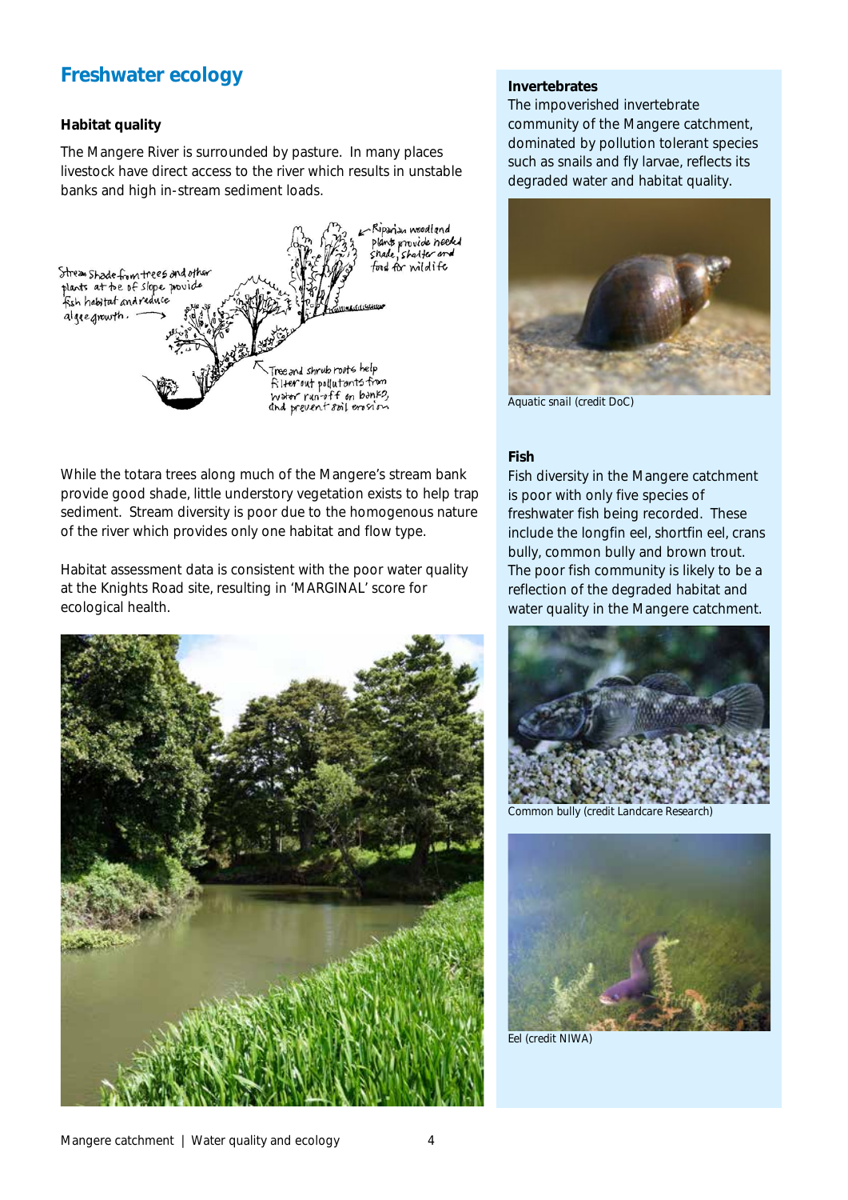## Freshwater ecology

### Habitat quality

The Mangere River is surrounded by pasture. In many places livestock have direct access to the river which results in unstable banks and high in-stream sediment loads.

Stream shade from trees and other plants at toe of slope provide fish habitat and reduce algae growth.

Riparian woodland plants provide needed shade, shelter and food for wildlife

Tree and shrub roots help filter out pollutants from water run-off on banks, and prevent soil erosion

While the totara trees along much of the Mangere's stream bank provide good shade, little understory vegetation exists to help trap sediment. Stream diversity is poor due to the homogenous nature of the river which provides only one habitat and flow type.

Habitat assessment data is consistent with the poor water quality at the Knights Road site, resulting in 'MARGINAL' score for ecological health.

### Invertebrates

The impoverished invertebrate community of the Mangere catchment, dominated by pollution tolerant species such as snails and fly larvae, reflects its degraded water and habitat quality.

Aquatic snail (credit DoC)

### Fish

Fish diversity in the Mangere catchment is poor with only five species of freshwater fish being recorded. These include the longfin eel, shortfin eel, crans bully, common bully and brown trout. The poor fish community is likely to be a reflection of the degraded habitat and water quality in the Mangere catchment.

Common bully (credit Landcare Research)

Eel (credit NIWA)